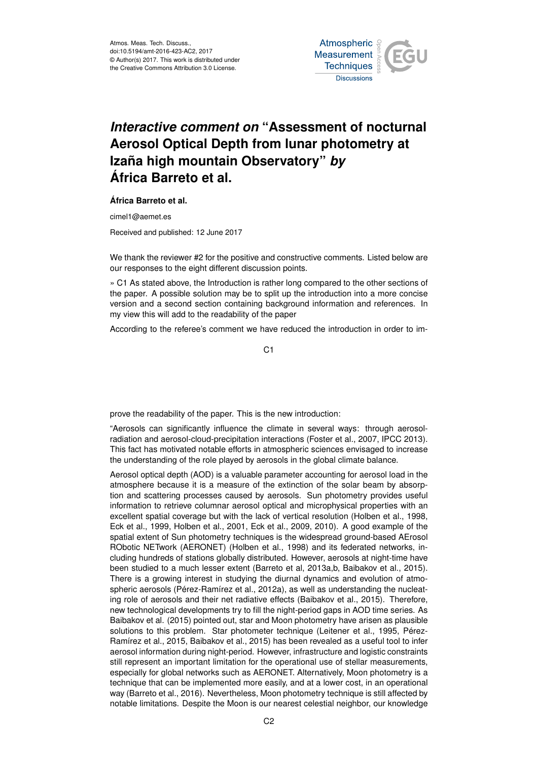# *Interactive comment on* "Assessment of nocturnal Aerosol Optical Depth from lunar photometry at Izaña high mountain Observatory" *by* África Barreto et al.

**África Barreto et al.**

cimel1@aemet.es

Received and published: 12 June 2017

We thank the reviewer #2 for the positive and constructive comments. Listed below are our responses to the eight different discussion points.

» C1 As stated above, the Introduction is rather long compared to the other sections of the paper. A possible solution may be to split up the introduction into a more concise version and a second section containing background information and references. In my view this will add to the readability of the paper

According to the referee's comment we have reduced the introduction in order to improve the readability of the paper. This is the new introduction:

"Aerosols can significantly influence the climate in several ways: through aerosol-radiation and aerosol-cloud-precipitation interactions (Foster et al., 2007, IPCC 2013). This fact has motivated notable efforts in atmospheric sciences envisaged to increase the understanding of the role played by aerosols in the global climate balance.

Aerosol optical depth (AOD) is a valuable parameter accounting for aerosol load in the atmosphere because it is a measure of the extinction of the solar beam by absorption and scattering processes caused by aerosols. Sun photometry provides useful information to retrieve columnar aerosol optical and microphysical properties with an excellent spatial coverage but with the lack of vertical resolution (Holben et al., 1998, Eck et al., 1999, Holben et al., 2001, Eck et al., 2009, 2010). A good example of the spatial extent of Sun photometry techniques is the widespread ground-based AErosol RObotic NETwork (AERONET) (Holben et al., 1998) and its federated networks, including hundreds of stations globally distributed. However, aerosols at night-time have been studied to a much lesser extent (Barreto et al, 2013a,b, Baibakov et al., 2015). There is a growing interest in studying the diurnal dynamics and evolution of atmospheric aerosols (Pérez-Ramírez et al., 2012a), as well as understanding the nucleating role of aerosols and their net radiative effects (Baibakov et al., 2015). Therefore, new technological developments try to fill the night-period gaps in AOD time series. As Baibakov et al. (2015) pointed out, star and Moon photometry have arisen as plausible solutions to this problem. Star photometer technique (Leitener et al., 1995, Pérez-Ramírez et al., 2015, Baibakov et al., 2015) has been revealed as a useful tool to infer aerosol information during night-period. However, infrastructure and logistic constraints still represent an important limitation for the operational use of stellar measurements, especially for global networks such as AERONET. Alternatively, Moon photometry is a technique that can be implemented more easily, and at a lower cost, in an operational way (Barreto et al., 2016). Nevertheless, Moon photometry technique is still affected by notable limitations. Despite the Moon is our nearest celestial neighbor, our knowledge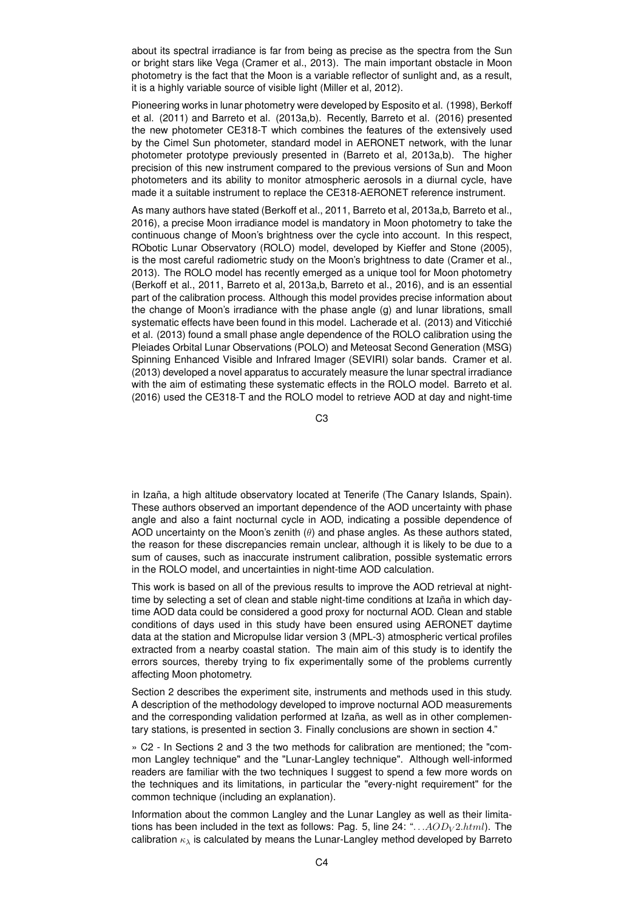about its spectral irradiance is far from being as precise as the spectra from the Sun or bright stars like Vega (Cramer et al., 2013). The main important obstacle in Moon photometry is the fact that the Moon is a variable reflector of sunlight and, as a result, it is a highly variable source of visible light (Miller et al, 2012).

Pioneering works in lunar photometry were developed by Esposito et al. (1998), Berkoff et al. (2011) and Barreto et al. (2013a,b). Recently, Barreto et al. (2016) presented the new photometer CE318-T which combines the features of the extensively used by the Cimel Sun photometer, standard model in AERONET network, with the lunar photometer prototype previously presented in (Barreto et al, 2013a,b). The higher precision of this new instrument compared to the previous versions of Sun and Moon photometers and its ability to monitor atmospheric aerosols in a diurnal cycle, have made it a suitable instrument to replace the CE318-AERONET reference instrument.

As many authors have stated (Berkoff et al., 2011, Barreto et al, 2013a,b, Barreto et al., 2016), a precise Moon irradiance model is mandatory in Moon photometry to take the continuous change of Moon's brightness over the cycle into account. In this respect, RObotic Lunar Observatory (ROLO) model, developed by Kieffer and Stone (2005), is the most careful radiometric study on the Moon's brightness to date (Cramer et al., 2013). The ROLO model has recently emerged as a unique tool for Moon photometry (Berkoff et al., 2011, Barreto et al, 2013a,b, Barreto et al., 2016), and is an essential part of the calibration process. Although this model provides precise information about the change of Moon's irradiance with the phase angle (g) and lunar librations, small systematic effects have been found in this model. Lacherade et al. (2013) and Viticchié et al. (2013) found a small phase angle dependence of the ROLO calibration using the Pleiades Orbital Lunar Observations (POLO) and Meteosat Second Generation (MSG) Spinning Enhanced Visible and Infrared Imager (SEVIRI) solar bands. Cramer et al. (2013) developed a novel apparatus to accurately measure the lunar spectral irradiance with the aim of estimating these systematic effects in the ROLO model. Barreto et al. (2016) used the CE318-T and the ROLO model to retrieve AOD at day and night-time in Izaña, a high altitude observatory located at Tenerife (The Canary Islands, Spain). These authors observed an important dependence of the AOD uncertainty with phase angle and also a faint nocturnal cycle in AOD, indicating a possible dependence of AOD uncertainty on the Moon's zenith ($\theta$) and phase angles. As these authors stated, the reason for these discrepancies remain unclear, although it is likely to be due to a sum of causes, such as inaccurate instrument calibration, possible systematic errors in the ROLO model, and uncertainties in night-time AOD calculation.

This work is based on all of the previous results to improve the AOD retrieval at night-time by selecting a set of clean and stable night-time conditions at Izaña in which day-time AOD data could be considered a good proxy for nocturnal AOD. Clean and stable conditions of days used in this study have been ensured using AERONET daytime data at the station and Micropulse lidar version 3 (MPL-3) atmospheric vertical profiles extracted from a nearby coastal station. The main aim of this study is to identify the errors sources, thereby trying to fix experimentally some of the problems currently affecting Moon photometry.

Section 2 describes the experiment site, instruments and methods used in this study. A description of the methodology developed to improve nocturnal AOD measurements and the corresponding validation performed at Izaña, as well as in other complementary stations, is presented in section 3. Finally conclusions are shown in section 4."

» C2 - In Sections 2 and 3 the two methods for calibration are mentioned; the "common Langley technique" and the "Lunar-Langley technique". Although well-informed readers are familiar with the two techniques I suggest to spend a few more words on the techniques and its limitations, in particular the "every-night requirement" for the common technique (including an explanation).

Information about the common Langley and the Lunar Langley as well as their limitations has been included in the text as follows: Pag. 5, line 24: "$\ldots AOD_V2.html$). The calibration $\kappa_\lambda$ is calculated by means the Lunar-Langley method developed by Barreto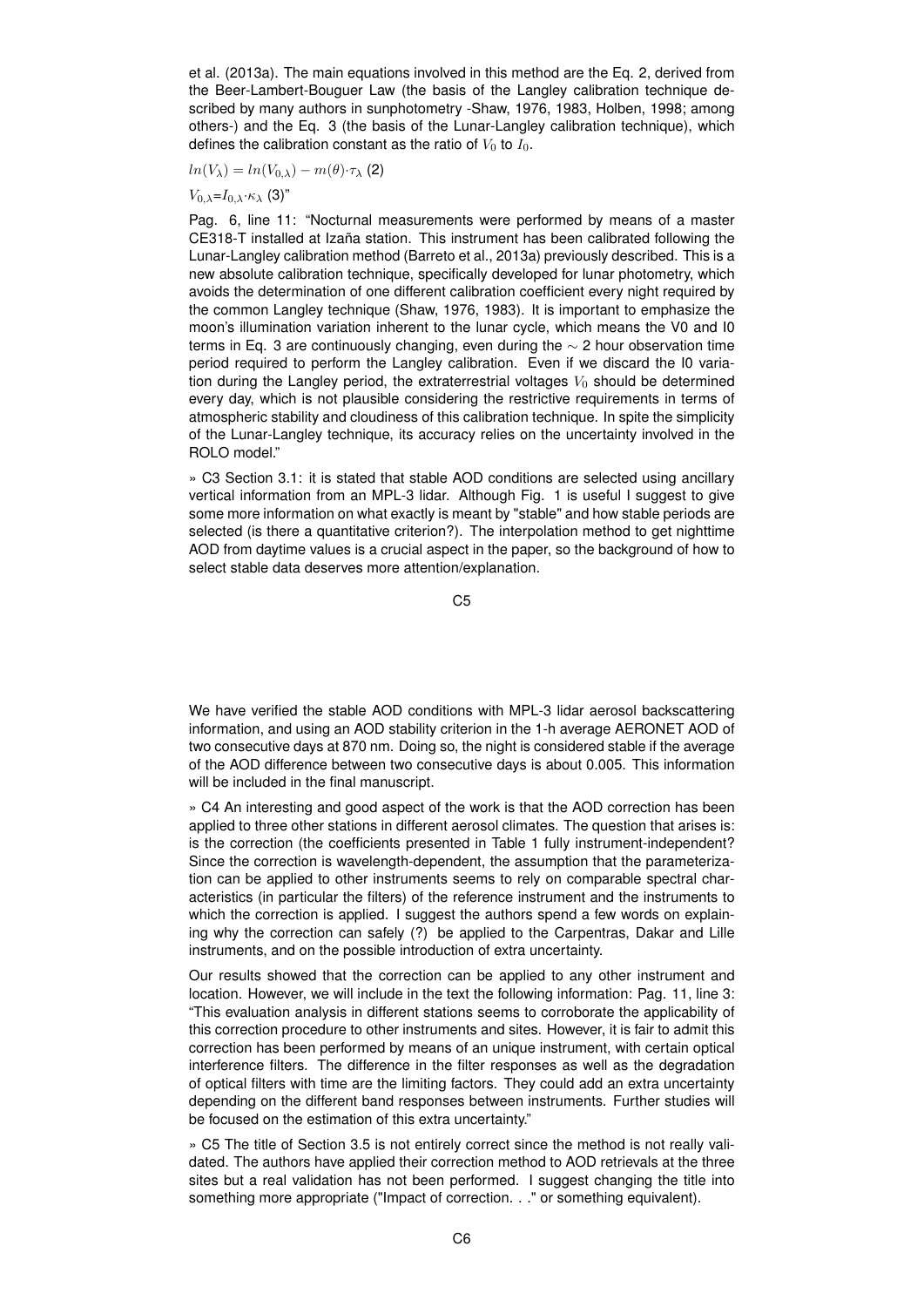et al. (2013a). The main equations involved in this method are the Eq. 2, derived from the Beer-Lambert-Bouguer Law (the basis of the Langley calibration technique described by many authors in sunphotometry -Shaw, 1976, 1983, Holben, 1998; among others-) and the Eq. 3 (the basis of the Lunar-Langley calibration technique), which defines the calibration constant as the ratio of $V_0$ to $I_0$.

$ln(V_\lambda) = ln(V_{0,\lambda}) - m(\theta) \cdot \tau_\lambda$ (2)

$V_{0,\lambda}$=$I_{0,\lambda} \cdot \kappa_\lambda$ (3)"

Pag. 6, line 11: "Nocturnal measurements were performed by means of a master CE318-T installed at Izaña station. This instrument has been calibrated following the Lunar-Langley calibration method (Barreto et al., 2013a) previously described. This is a new absolute calibration technique, specifically developed for lunar photometry, which avoids the determination of one different calibration coefficient every night required by the common Langley technique (Shaw, 1976, 1983). It is important to emphasize the moon's illumination variation inherent to the lunar cycle, which means the V0 and I0 terms in Eq. 3 are continuously changing, even during the $\sim$ 2 hour observation time period required to perform the Langley calibration. Even if we discard the I0 variation during the Langley period, the extraterrestrial voltages $V_0$ should be determined every day, which is not plausible considering the restrictive requirements in terms of atmospheric stability and cloudiness of this calibration technique. In spite the simplicity of the Lunar-Langley technique, its accuracy relies on the uncertainty involved in the ROLO model."

» C3 Section 3.1: it is stated that stable AOD conditions are selected using ancillary vertical information from an MPL-3 lidar. Although Fig. 1 is useful I suggest to give some more information on what exactly is meant by "stable" and how stable periods are selected (is there a quantitative criterion?). The interpolation method to get nighttime AOD from daytime values is a crucial aspect in the paper, so the background of how to select stable data deserves more attention/explanation.

We have verified the stable AOD conditions with MPL-3 lidar aerosol backscattering information, and using an AOD stability criterion in the 1-h average AERONET AOD of two consecutive days at 870 nm. Doing so, the night is considered stable if the average of the AOD difference between two consecutive days is about 0.005. This information will be included in the final manuscript.

» C4 An interesting and good aspect of the work is that the AOD correction has been applied to three other stations in different aerosol climates. The question that arises is: is the correction (the coefficients presented in Table 1 fully instrument-independent? Since the correction is wavelength-dependent, the assumption that the parameterization can be applied to other instruments seems to rely on comparable spectral characteristics (in particular the filters) of the reference instrument and the instruments to which the correction is applied. I suggest the authors spend a few words on explaining why the correction can safely (?) be applied to the Carpentras, Dakar and Lille instruments, and on the possible introduction of extra uncertainty.

Our results showed that the correction can be applied to any other instrument and location. However, we will include in the text the following information: Pag. 11, line 3: "This evaluation analysis in different stations seems to corroborate the applicability of this correction procedure to other instruments and sites. However, it is fair to admit this correction has been performed by means of an unique instrument, with certain optical interference filters. The difference in the filter responses as well as the degradation of optical filters with time are the limiting factors. They could add an extra uncertainty depending on the different band responses between instruments. Further studies will be focused on the estimation of this extra uncertainty."

» C5 The title of Section 3.5 is not entirely correct since the method is not really validated. The authors have applied their correction method to AOD retrievals at the three sites but a real validation has not been performed. I suggest changing the title into something more appropriate ("Impact of correction. . ." or something equivalent).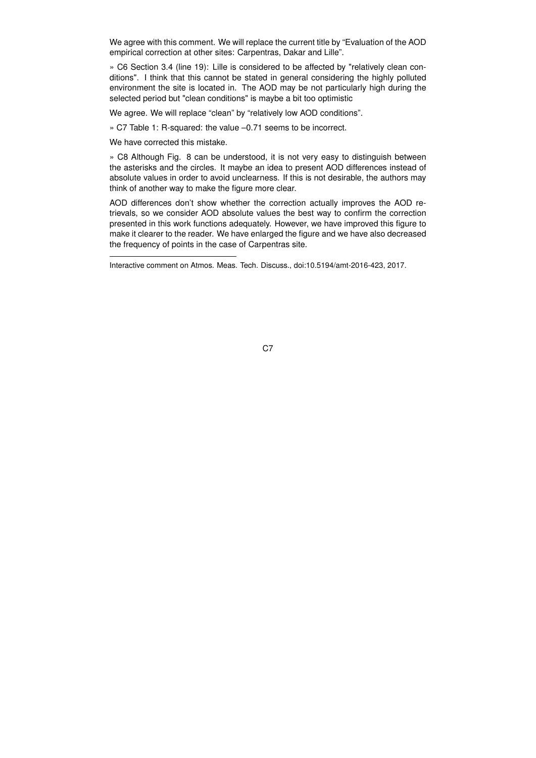We agree with this comment. We will replace the current title by “Evaluation of the AOD empirical correction at other sites: Carpentras, Dakar and Lille”.

» C6 Section 3.4 (line 19): Lille is considered to be affected by "relatively clean conditions". I think that this cannot be stated in general considering the highly polluted environment the site is located in. The AOD may be not particularly high during the selected period but "clean conditions" is maybe a bit too optimistic

We agree. We will replace “clean” by “relatively low AOD conditions”.

» C7 Table 1: R-squared: the value –0.71 seems to be incorrect.

We have corrected this mistake.

» C8 Although Fig. 8 can be understood, it is not very easy to distinguish between the asterisks and the circles. It maybe an idea to present AOD differences instead of absolute values in order to avoid unclearness. If this is not desirable, the authors may think of another way to make the figure more clear.

AOD differences don’t show whether the correction actually improves the AOD retrievals, so we consider AOD absolute values the best way to confirm the correction presented in this work functions adequately. However, we have improved this figure to make it clearer to the reader. We have enlarged the figure and we have also decreased the frequency of points in the case of Carpentras site.

---

Interactive comment on Atmos. Meas. Tech. Discuss., doi:10.5194/amt-2016-423, 2017.